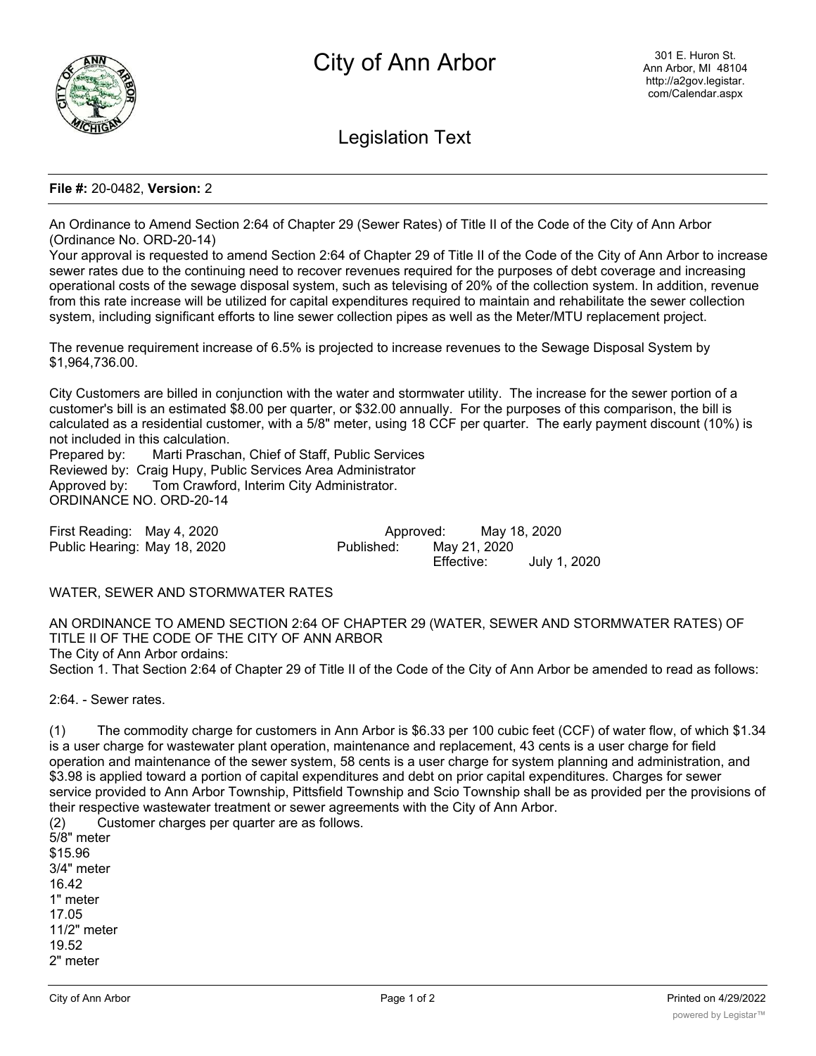# City of Ann Arbor

301 E. Huron St.
Ann Arbor, MI 48104
http://a2gov.legistar.com/Calendar.aspx

## Legislation Text

**File #:** 20-0482, **Version:** 2

An Ordinance to Amend Section 2:64 of Chapter 29 (Sewer Rates) of Title II of the Code of the City of Ann Arbor (Ordinance No. ORD-20-14)

Your approval is requested to amend Section 2:64 of Chapter 29 of Title II of the Code of the City of Ann Arbor to increase sewer rates due to the continuing need to recover revenues required for the purposes of debt coverage and increasing operational costs of the sewage disposal system, such as televising of 20% of the collection system. In addition, revenue from this rate increase will be utilized for capital expenditures required to maintain and rehabilitate the sewer collection system, including significant efforts to line sewer collection pipes as well as the Meter/MTU replacement project.

The revenue requirement increase of 6.5% is projected to increase revenues to the Sewage Disposal System by $1,964,736.00.

City Customers are billed in conjunction with the water and stormwater utility. The increase for the sewer portion of a customer's bill is an estimated $8.00 per quarter, or $32.00 annually. For the purposes of this comparison, the bill is calculated as a residential customer, with a 5/8" meter, using 18 CCF per quarter. The early payment discount (10%) is not included in this calculation.

Prepared by: Marti Praschan, Chief of Staff, Public Services
Reviewed by: Craig Hupy, Public Services Area Administrator
Approved by: Tom Crawford, Interim City Administrator.

ORDINANCE NO. ORD-20-14

First Reading: May 4, 2020
Public Hearing: May 18, 2020
Approved: May 18, 2020
Published: May 21, 2020
Effective: July 1, 2020

WATER, SEWER AND STORMWATER RATES

AN ORDINANCE TO AMEND SECTION 2:64 OF CHAPTER 29 (WATER, SEWER AND STORMWATER RATES) OF TITLE II OF THE CODE OF THE CITY OF ANN ARBOR

The City of Ann Arbor ordains:

Section 1. That Section 2:64 of Chapter 29 of Title II of the Code of the City of Ann Arbor be amended to read as follows:

2:64. - Sewer rates.

(1) The commodity charge for customers in Ann Arbor is $6.33 per 100 cubic feet (CCF) of water flow, of which $1.34 is a user charge for wastewater plant operation, maintenance and replacement, 43 cents is a user charge for field operation and maintenance of the sewer system, 58 cents is a user charge for system planning and administration, and $3.98 is applied toward a portion of capital expenditures and debt on prior capital expenditures. Charges for sewer service provided to Ann Arbor Township, Pittsfield Township and Scio Township shall be as provided per the provisions of their respective wastewater treatment or sewer agreements with the City of Ann Arbor.

(2) Customer charges per quarter are as follows.

5/8" meter
$15.96
3/4" meter
16.42
1" meter
17.05
11/2" meter
19.52
2" meter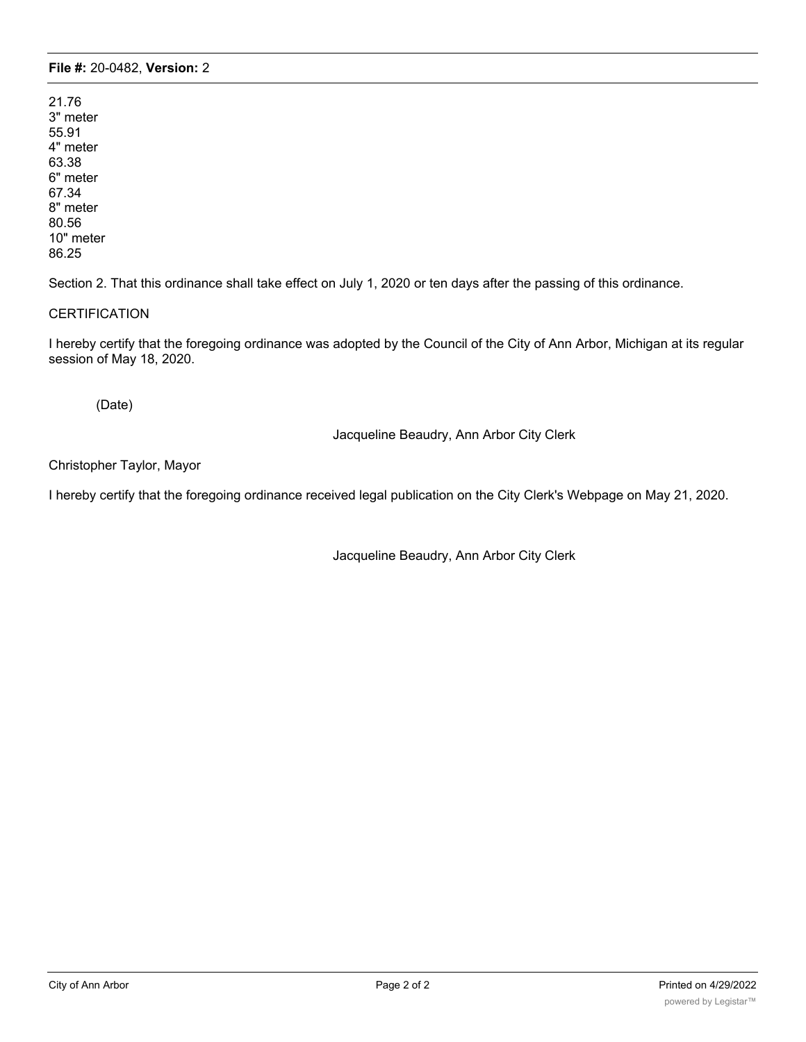21.76
3" meter
55.91
4" meter
63.38
6" meter
67.34
8" meter
80.56
10" meter
86.25

Section 2. That this ordinance shall take effect on July 1, 2020 or ten days after the passing of this ordinance.

CERTIFICATION

I hereby certify that the foregoing ordinance was adopted by the Council of the City of Ann Arbor, Michigan at its regular session of May 18, 2020.

(Date)

Jacqueline Beaudry, Ann Arbor City Clerk

Christopher Taylor, Mayor

I hereby certify that the foregoing ordinance received legal publication on the City Clerk's Webpage on May 21, 2020.

Jacqueline Beaudry, Ann Arbor City Clerk